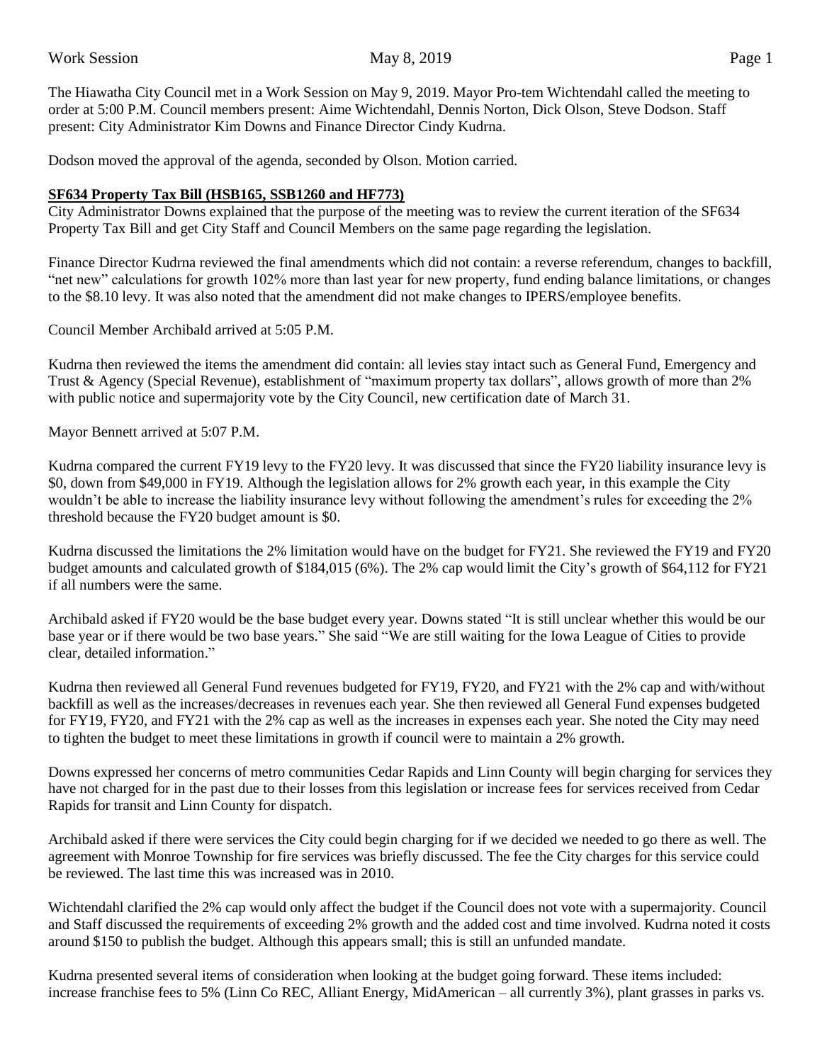The Hiawatha City Council met in a Work Session on May 9, 2019. Mayor Pro-tem Wichtendahl called the meeting to order at 5:00 P.M. Council members present: Aime Wichtendahl, Dennis Norton, Dick Olson, Steve Dodson. Staff present: City Administrator Kim Downs and Finance Director Cindy Kudrna.

Dodson moved the approval of the agenda, seconded by Olson. Motion carried.

**SF634 Property Tax Bill (HSB165, SSB1260 and HF773)**

City Administrator Downs explained that the purpose of the meeting was to review the current iteration of the SF634 Property Tax Bill and get City Staff and Council Members on the same page regarding the legislation.

Finance Director Kudrna reviewed the final amendments which did not contain: a reverse referendum, changes to backfill, "net new" calculations for growth 102% more than last year for new property, fund ending balance limitations, or changes to the $8.10 levy. It was also noted that the amendment did not make changes to IPERS/employee benefits.

Council Member Archibald arrived at 5:05 P.M.

Kudrna then reviewed the items the amendment did contain: all levies stay intact such as General Fund, Emergency and Trust & Agency (Special Revenue), establishment of "maximum property tax dollars", allows growth of more than 2% with public notice and supermajority vote by the City Council, new certification date of March 31.

Mayor Bennett arrived at 5:07 P.M.

Kudrna compared the current FY19 levy to the FY20 levy. It was discussed that since the FY20 liability insurance levy is $0, down from $49,000 in FY19. Although the legislation allows for 2% growth each year, in this example the City wouldn't be able to increase the liability insurance levy without following the amendment's rules for exceeding the 2% threshold because the FY20 budget amount is $0.

Kudrna discussed the limitations the 2% limitation would have on the budget for FY21. She reviewed the FY19 and FY20 budget amounts and calculated growth of $184,015 (6%). The 2% cap would limit the City's growth of $64,112 for FY21 if all numbers were the same.

Archibald asked if FY20 would be the base budget every year. Downs stated "It is still unclear whether this would be our base year or if there would be two base years." She said "We are still waiting for the Iowa League of Cities to provide clear, detailed information."

Kudrna then reviewed all General Fund revenues budgeted for FY19, FY20, and FY21 with the 2% cap and with/without backfill as well as the increases/decreases in revenues each year. She then reviewed all General Fund expenses budgeted for FY19, FY20, and FY21 with the 2% cap as well as the increases in expenses each year. She noted the City may need to tighten the budget to meet these limitations in growth if council were to maintain a 2% growth.

Downs expressed her concerns of metro communities Cedar Rapids and Linn County will begin charging for services they have not charged for in the past due to their losses from this legislation or increase fees for services received from Cedar Rapids for transit and Linn County for dispatch.

Archibald asked if there were services the City could begin charging for if we decided we needed to go there as well. The agreement with Monroe Township for fire services was briefly discussed. The fee the City charges for this service could be reviewed. The last time this was increased was in 2010.

Wichtendahl clarified the 2% cap would only affect the budget if the Council does not vote with a supermajority. Council and Staff discussed the requirements of exceeding 2% growth and the added cost and time involved. Kudrna noted it costs around $150 to publish the budget. Although this appears small; this is still an unfunded mandate.

Kudrna presented several items of consideration when looking at the budget going forward. These items included: increase franchise fees to 5% (Linn Co REC, Alliant Energy, MidAmerican – all currently 3%), plant grasses in parks vs.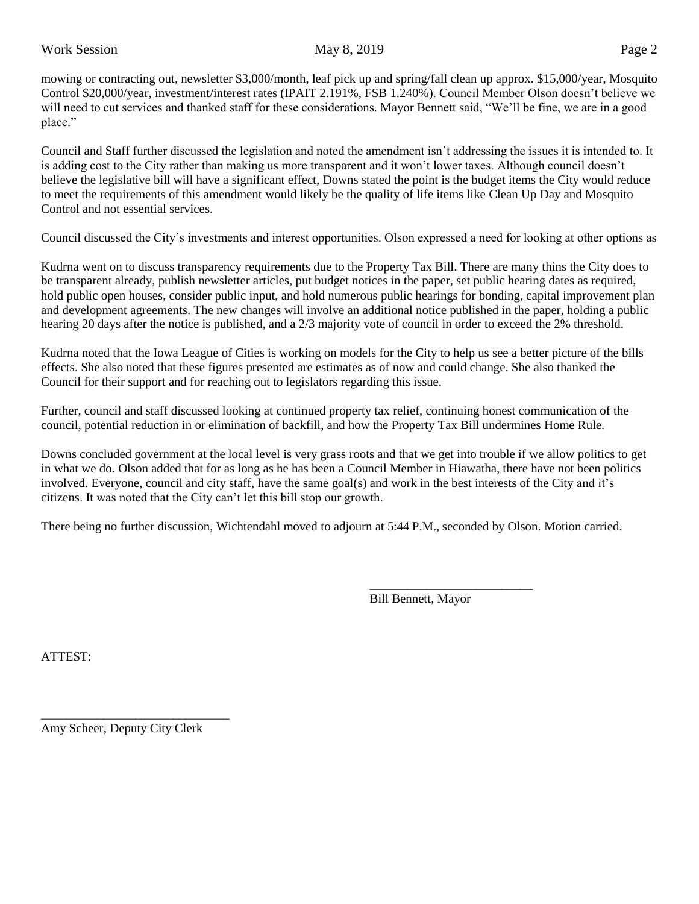mowing or contracting out, newsletter $3,000/month, leaf pick up and spring/fall clean up approx. $15,000/year, Mosquito Control $20,000/year, investment/interest rates (IPAIT 2.191%, FSB 1.240%). Council Member Olson doesn't believe we will need to cut services and thanked staff for these considerations. Mayor Bennett said, "We'll be fine, we are in a good place."

Council and Staff further discussed the legislation and noted the amendment isn't addressing the issues it is intended to. It is adding cost to the City rather than making us more transparent and it won't lower taxes. Although council doesn't believe the legislative bill will have a significant effect, Downs stated the point is the budget items the City would reduce to meet the requirements of this amendment would likely be the quality of life items like Clean Up Day and Mosquito Control and not essential services.

Council discussed the City's investments and interest opportunities. Olson expressed a need for looking at other options as

Kudrna went on to discuss transparency requirements due to the Property Tax Bill. There are many thins the City does to be transparent already, publish newsletter articles, put budget notices in the paper, set public hearing dates as required, hold public open houses, consider public input, and hold numerous public hearings for bonding, capital improvement plan and development agreements. The new changes will involve an additional notice published in the paper, holding a public hearing 20 days after the notice is published, and a 2/3 majority vote of council in order to exceed the 2% threshold.

Kudrna noted that the Iowa League of Cities is working on models for the City to help us see a better picture of the bills effects. She also noted that these figures presented are estimates as of now and could change. She also thanked the Council for their support and for reaching out to legislators regarding this issue.

Further, council and staff discussed looking at continued property tax relief, continuing honest communication of the council, potential reduction in or elimination of backfill, and how the Property Tax Bill undermines Home Rule.

Downs concluded government at the local level is very grass roots and that we get into trouble if we allow politics to get in what we do. Olson added that for as long as he has been a Council Member in Hiawatha, there have not been politics involved. Everyone, council and city staff, have the same goal(s) and work in the best interests of the City and it's citizens. It was noted that the City can't let this bill stop our growth.

There being no further discussion, Wichtendahl moved to adjourn at 5:44 P.M., seconded by Olson. Motion carried.

\_\_\_\_\_\_\_\_\_\_\_\_\_\_\_\_\_\_\_\_\_\_\_\_\_\_
Bill Bennett, Mayor

ATTEST:

\_\_\_\_\_\_\_\_\_\_\_\_\_\_\_\_\_\_\_\_\_\_\_\_\_\_\_\_\_\_
Amy Scheer, Deputy City Clerk